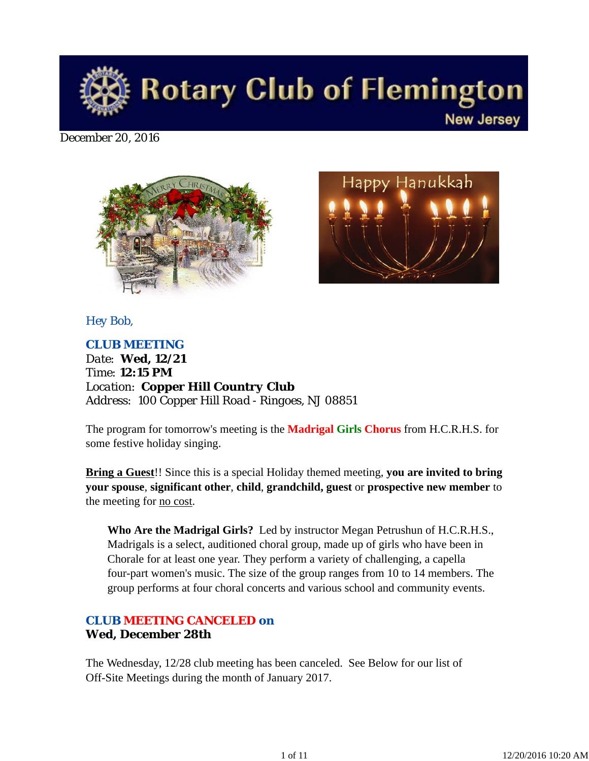# Rotary Club of Flemington

New Jersey

December 20, 2016

Hey Bob,

## CLUB MEETING

Date: **Wed, 12/21**
Time: **12:15 PM**
Location: **Copper Hill Country Club**
Address: 100 Copper Hill Road - Ringoes, NJ 08851

The program for tomorrow's meeting is the **Madrigal Girls Chorus** from H.C.R.H.S. for some festive holiday singing.

**Bring a Guest**!! Since this is a special Holiday themed meeting, **you are invited to bring your spouse**, **significant other**, **child**, **grandchild, guest** or **prospective new member** to the meeting for no cost.

> **Who Are the Madrigal Girls?** Led by instructor Megan Petrushun of H.C.R.H.S., Madrigals is a select, auditioned choral group, made up of girls who have been in Chorale for at least one year. They perform a variety of challenging, a capella four-part women's music. The size of the group ranges from 10 to 14 members. The group performs at four choral concerts and various school and community events.

## CLUB MEETING CANCELED on
**Wed, December 28th**

The Wednesday, 12/28 club meeting has been canceled. See Below for our list of Off-Site Meetings during the month of January 2017.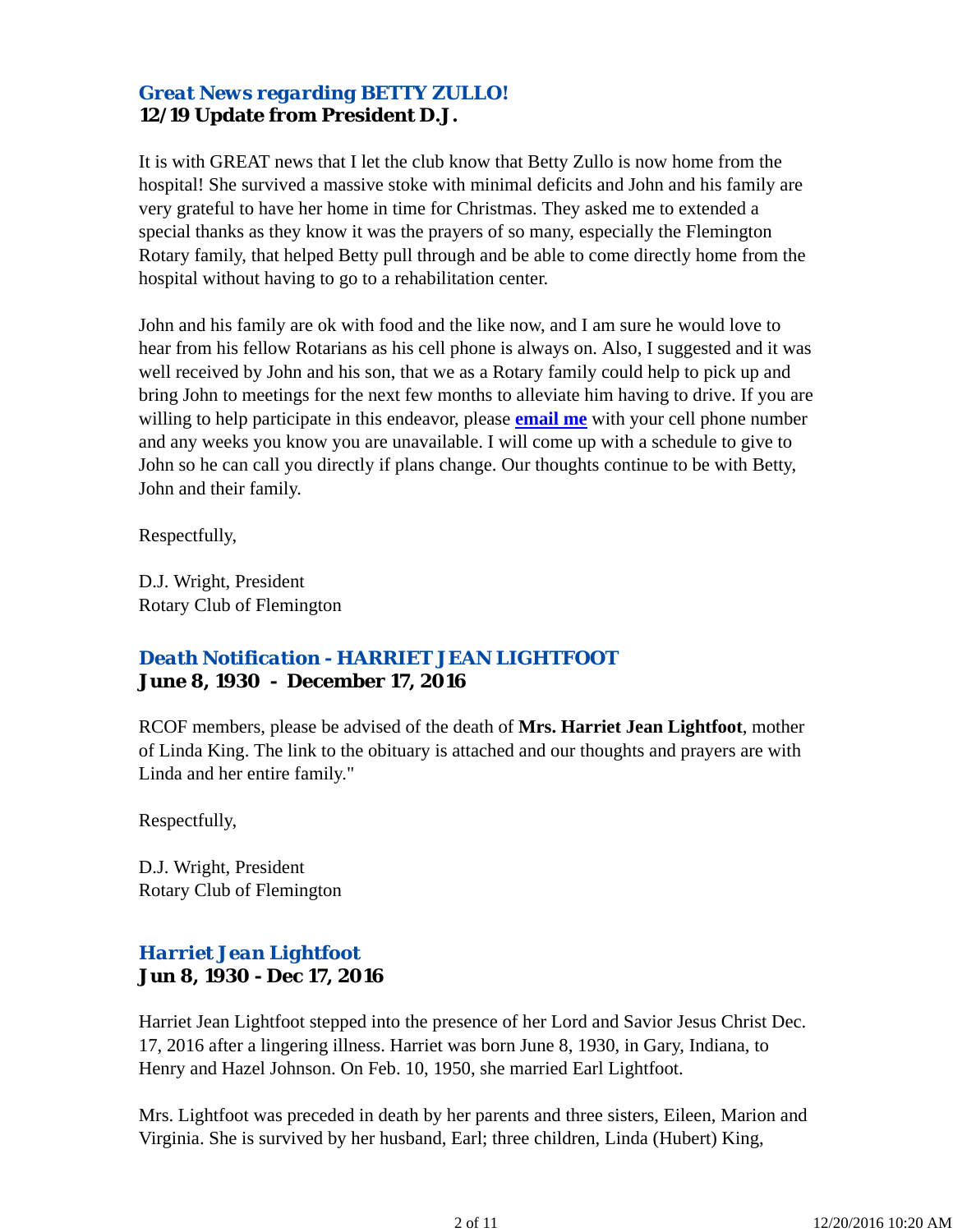### *Great News regarding BETTY ZULLO!*
**12/19 Update from President D.J.**

It is with GREAT news that I let the club know that Betty Zullo is now home from the hospital! She survived a massive stoke with minimal deficits and John and his family are very grateful to have her home in time for Christmas. They asked me to extended a special thanks as they know it was the prayers of so many, especially the Flemington Rotary family, that helped Betty pull through and be able to come directly home from the hospital without having to go to a rehabilitation center.

John and his family are ok with food and the like now, and I am sure he would love to hear from his fellow Rotarians as his cell phone is always on. Also, I suggested and it was well received by John and his son, that we as a Rotary family could help to pick up and bring John to meetings for the next few months to alleviate him having to drive. If you are willing to help participate in this endeavor, please **email me** with your cell phone number and any weeks you know you are unavailable. I will come up with a schedule to give to John so he can call you directly if plans change. Our thoughts continue to be with Betty, John and their family.

Respectfully,

D.J. Wright, President
Rotary Club of Flemington

### *Death Notification - HARRIET JEAN LIGHTFOOT*
**June 8, 1930 - December 17, 2016**

RCOF members, please be advised of the death of **Mrs. Harriet Jean Lightfoot**, mother of Linda King. The link to the obituary is attached and our thoughts and prayers are with Linda and her entire family."

Respectfully,

D.J. Wright, President
Rotary Club of Flemington

### *Harriet Jean Lightfoot*
**Jun 8, 1930 - Dec 17, 2016**

Harriet Jean Lightfoot stepped into the presence of her Lord and Savior Jesus Christ Dec. 17, 2016 after a lingering illness. Harriet was born June 8, 1930, in Gary, Indiana, to Henry and Hazel Johnson. On Feb. 10, 1950, she married Earl Lightfoot.

Mrs. Lightfoot was preceded in death by her parents and three sisters, Eileen, Marion and Virginia. She is survived by her husband, Earl; three children, Linda (Hubert) King,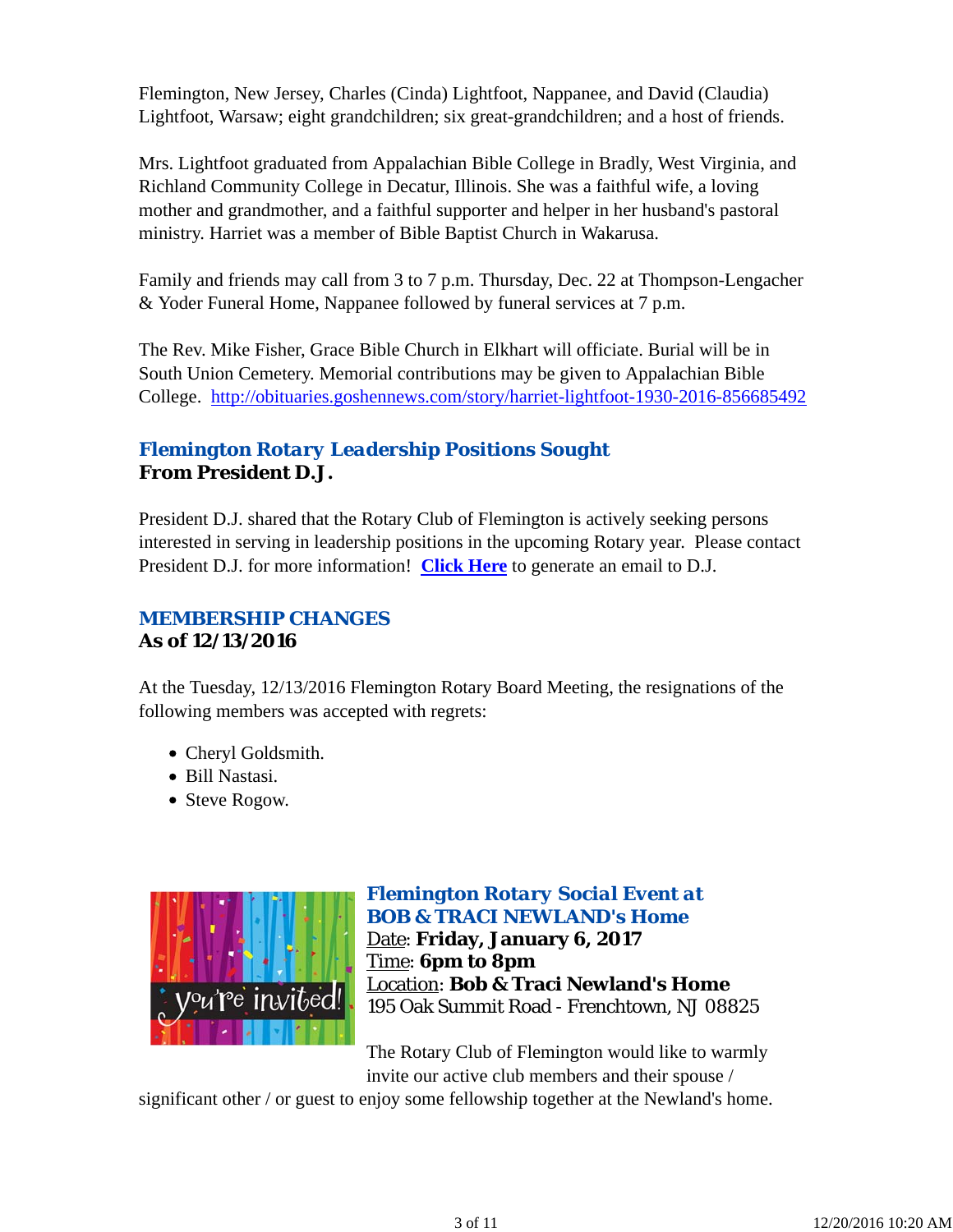Flemington, New Jersey, Charles (Cinda) Lightfoot, Nappanee, and David (Claudia) Lightfoot, Warsaw; eight grandchildren; six great-grandchildren; and a host of friends.

Mrs. Lightfoot graduated from Appalachian Bible College in Bradly, West Virginia, and Richland Community College in Decatur, Illinois. She was a faithful wife, a loving mother and grandmother, and a faithful supporter and helper in her husband's pastoral ministry. Harriet was a member of Bible Baptist Church in Wakarusa.

Family and friends may call from 3 to 7 p.m. Thursday, Dec. 22 at Thompson-Lengacher & Yoder Funeral Home, Nappanee followed by funeral services at 7 p.m.

The Rev. Mike Fisher, Grace Bible Church in Elkhart will officiate. Burial will be in South Union Cemetery. Memorial contributions may be given to Appalachian Bible College. http://obituaries.goshennews.com/story/harriet-lightfoot-1930-2016-856685492

## Flemington Rotary Leadership Positions Sought

**From President D.J.**

President D.J. shared that the Rotary Club of Flemington is actively seeking persons interested in serving in leadership positions in the upcoming Rotary year. Please contact President D.J. for more information! **Click Here** to generate an email to D.J.

## MEMBERSHIP CHANGES

**As of 12/13/2016**

At the Tuesday, 12/13/2016 Flemington Rotary Board Meeting, the resignations of the following members was accepted with regrets:

- Cheryl Goldsmith.
- Bill Nastasi.
- Steve Rogow.

## Flemington Rotary Social Event at BOB & TRACI NEWLAND's Home

Date: **Friday, January 6, 2017**
Time: **6pm to 8pm**
Location: **Bob & Traci Newland's Home**
195 Oak Summit Road - Frenchtown, NJ 08825

The Rotary Club of Flemington would like to warmly invite our active club members and their spouse / significant other / or guest to enjoy some fellowship together at the Newland's home.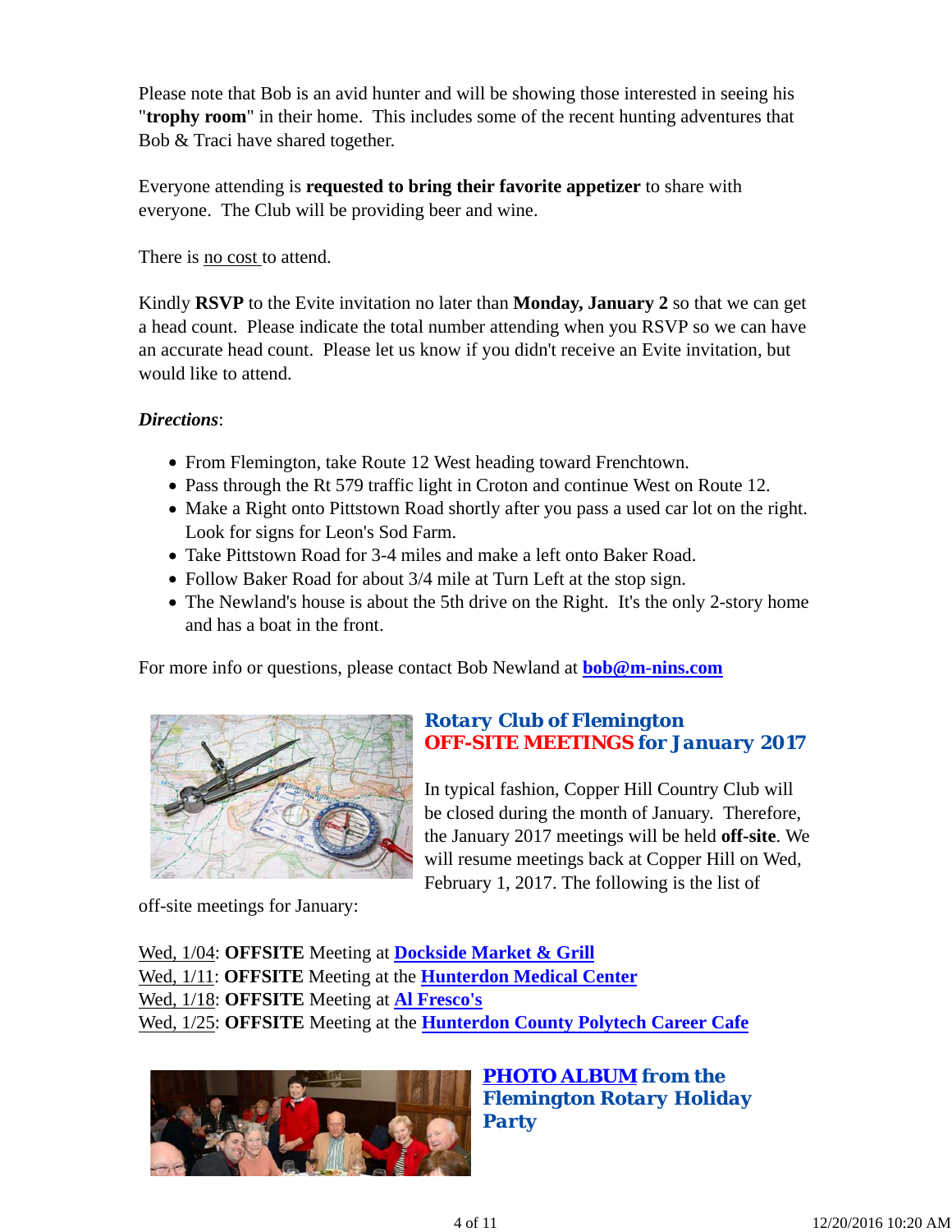Please note that Bob is an avid hunter and will be showing those interested in seeing his "**trophy room**" in their home. This includes some of the recent hunting adventures that Bob & Traci have shared together.

Everyone attending is **requested to bring their favorite appetizer** to share with everyone. The Club will be providing beer and wine.

There is no cost to attend.

Kindly **RSVP** to the Evite invitation no later than **Monday, January 2** so that we can get a head count. Please indicate the total number attending when you RSVP so we can have an accurate head count. Please let us know if you didn't receive an Evite invitation, but would like to attend.

***Directions***:

- From Flemington, take Route 12 West heading toward Frenchtown.
- Pass through the Rt 579 traffic light in Croton and continue West on Route 12.
- Make a Right onto Pittstown Road shortly after you pass a used car lot on the right. Look for signs for Leon's Sod Farm.
- Take Pittstown Road for 3-4 miles and make a left onto Baker Road.
- Follow Baker Road for about 3/4 mile at Turn Left at the stop sign.
- The Newland's house is about the 5th drive on the Right. It's the only 2-story home and has a boat in the front.

For more info or questions, please contact Bob Newland at **bob@m-nins.com**

## Rotary Club of Flemington OFF-SITE MEETINGS for January 2017

In typical fashion, Copper Hill Country Club will be closed during the month of January. Therefore, the January 2017 meetings will be held **off-site**. We will resume meetings back at Copper Hill on Wed, February 1, 2017. The following is the list of off-site meetings for January:

Wed, 1/04: **OFFSITE** Meeting at **Dockside Market & Grill**
Wed, 1/11: **OFFSITE** Meeting at the **Hunterdon Medical Center**
Wed, 1/18: **OFFSITE** Meeting at **Al Fresco's**
Wed, 1/25: **OFFSITE** Meeting at the **Hunterdon County Polytech Career Cafe**

## PHOTO ALBUM from the Flemington Rotary Holiday Party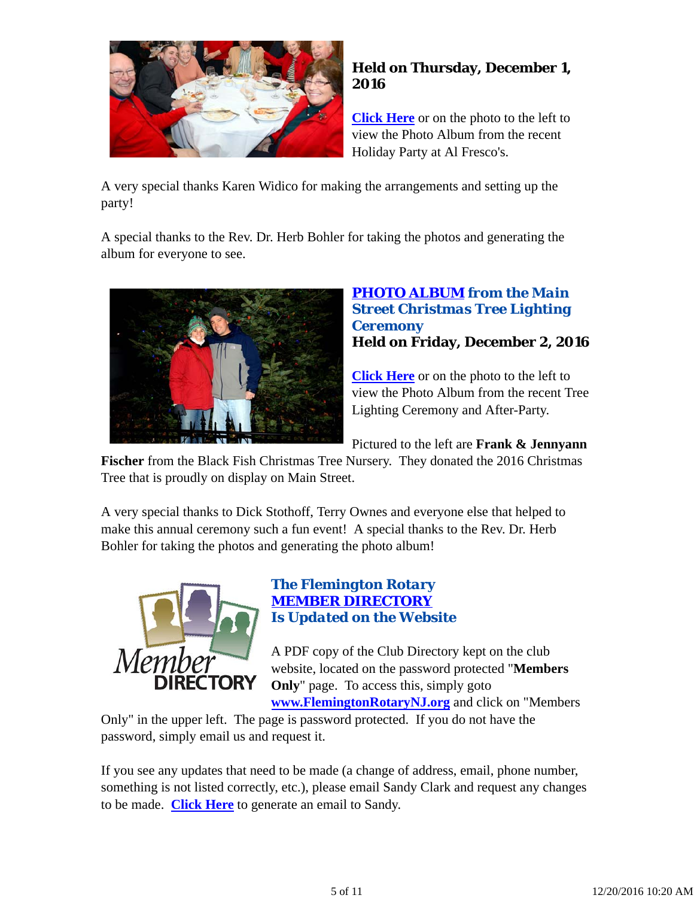### Held on Thursday, December 1, 2016

**Click Here** or on the photo to the left to view the Photo Album from the recent Holiday Party at Al Fresco's.

A very special thanks Karen Widico for making the arrangements and setting up the party!

A special thanks to the Rev. Dr. Herb Bohler for taking the photos and generating the album for everyone to see.

### PHOTO ALBUM from the Main Street Christmas Tree Lighting Ceremony
### Held on Friday, December 2, 2016

**Click Here** or on the photo to the left to view the Photo Album from the recent Tree Lighting Ceremony and After-Party.

Pictured to the left are **Frank & Jennyann Fischer** from the Black Fish Christmas Tree Nursery. They donated the 2016 Christmas Tree that is proudly on display on Main Street.

A very special thanks to Dick Stothoff, Terry Ownes and everyone else that helped to make this annual ceremony such a fun event! A special thanks to the Rev. Dr. Herb Bohler for taking the photos and generating the photo album!

### The Flemington Rotary MEMBER DIRECTORY Is Updated on the Website

A PDF copy of the Club Directory kept on the club website, located on the password protected "**Members Only**" page. To access this, simply goto **www.FlemingtonRotaryNJ.org** and click on "Members Only" in the upper left. The page is password protected. If you do not have the password, simply email us and request it.

If you see any updates that need to be made (a change of address, email, phone number, something is not listed correctly, etc.), please email Sandy Clark and request any changes to be made. **Click Here** to generate an email to Sandy.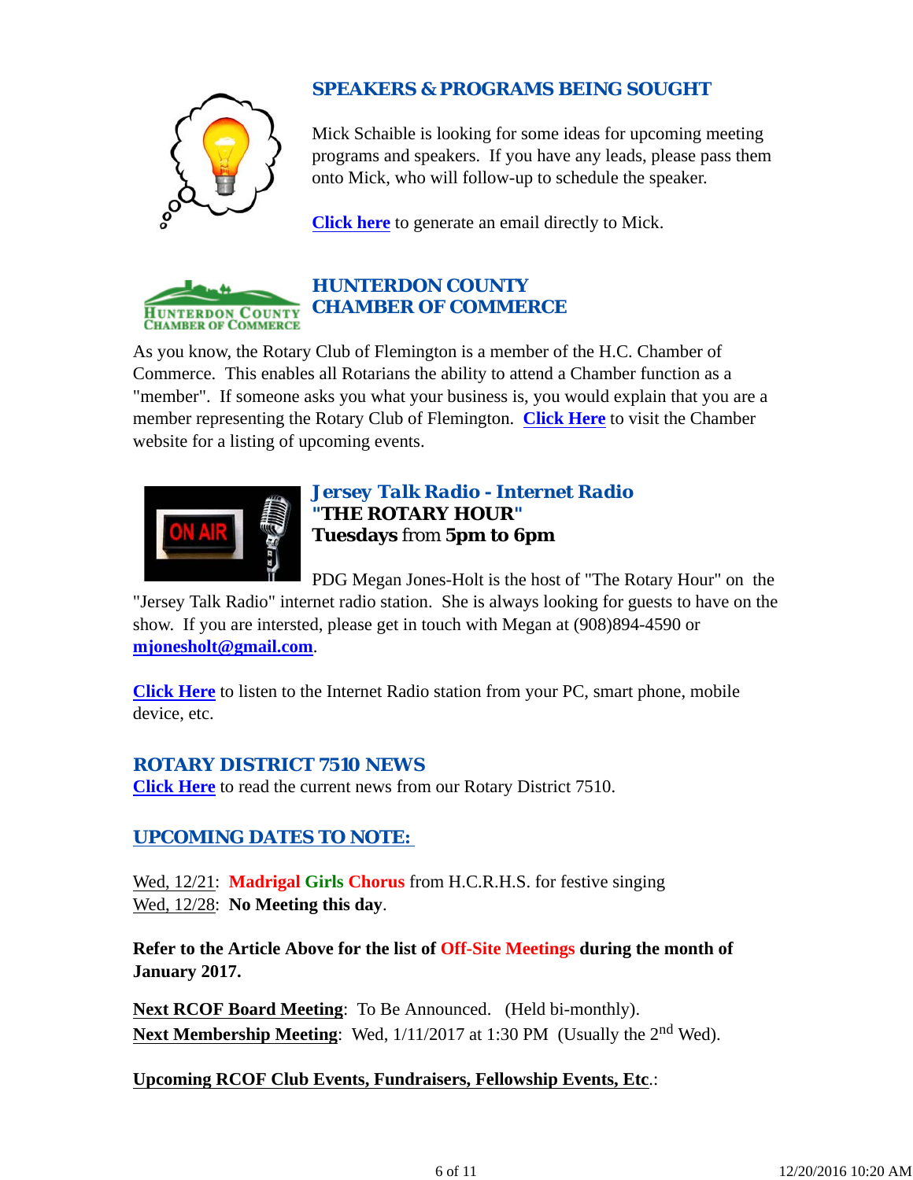## SPEAKERS & PROGRAMS BEING SOUGHT

Mick Schaible is looking for some ideas for upcoming meeting programs and speakers. If you have any leads, please pass them onto Mick, who will follow-up to schedule the speaker.

**Click here** to generate an email directly to Mick.

## HUNTERDON COUNTY CHAMBER OF COMMERCE

As you know, the Rotary Club of Flemington is a member of the H.C. Chamber of Commerce. This enables all Rotarians the ability to attend a Chamber function as a "member". If someone asks you what your business is, you would explain that you are a member representing the Rotary Club of Flemington. **Click Here** to visit the Chamber website for a listing of upcoming events.

## *Jersey Talk Radio - Internet Radio*

**"THE ROTARY HOUR"**
**Tuesdays** from **5pm to 6pm**

PDG Megan Jones-Holt is the host of "The Rotary Hour" on the "Jersey Talk Radio" internet radio station. She is always looking for guests to have on the show. If you are intersted, please get in touch with Megan at (908)894-4590 or **mjonesholt@gmail.com**.

**Click Here** to listen to the Internet Radio station from your PC, smart phone, mobile device, etc.

## ROTARY DISTRICT 7510 NEWS

**Click Here** to read the current news from our Rotary District 7510.

## UPCOMING DATES TO NOTE:

Wed, 12/21: **Madrigal Girls Chorus** from H.C.R.H.S. for festive singing
Wed, 12/28: **No Meeting this day**.

**Refer to the Article Above for the list of Off-Site Meetings during the month of January 2017.**

**Next RCOF Board Meeting**: To Be Announced. (Held bi-monthly).
**Next Membership Meeting**: Wed, 1/11/2017 at 1:30 PM (Usually the 2nd Wed).

**Upcoming RCOF Club Events, Fundraisers, Fellowship Events, Etc**.: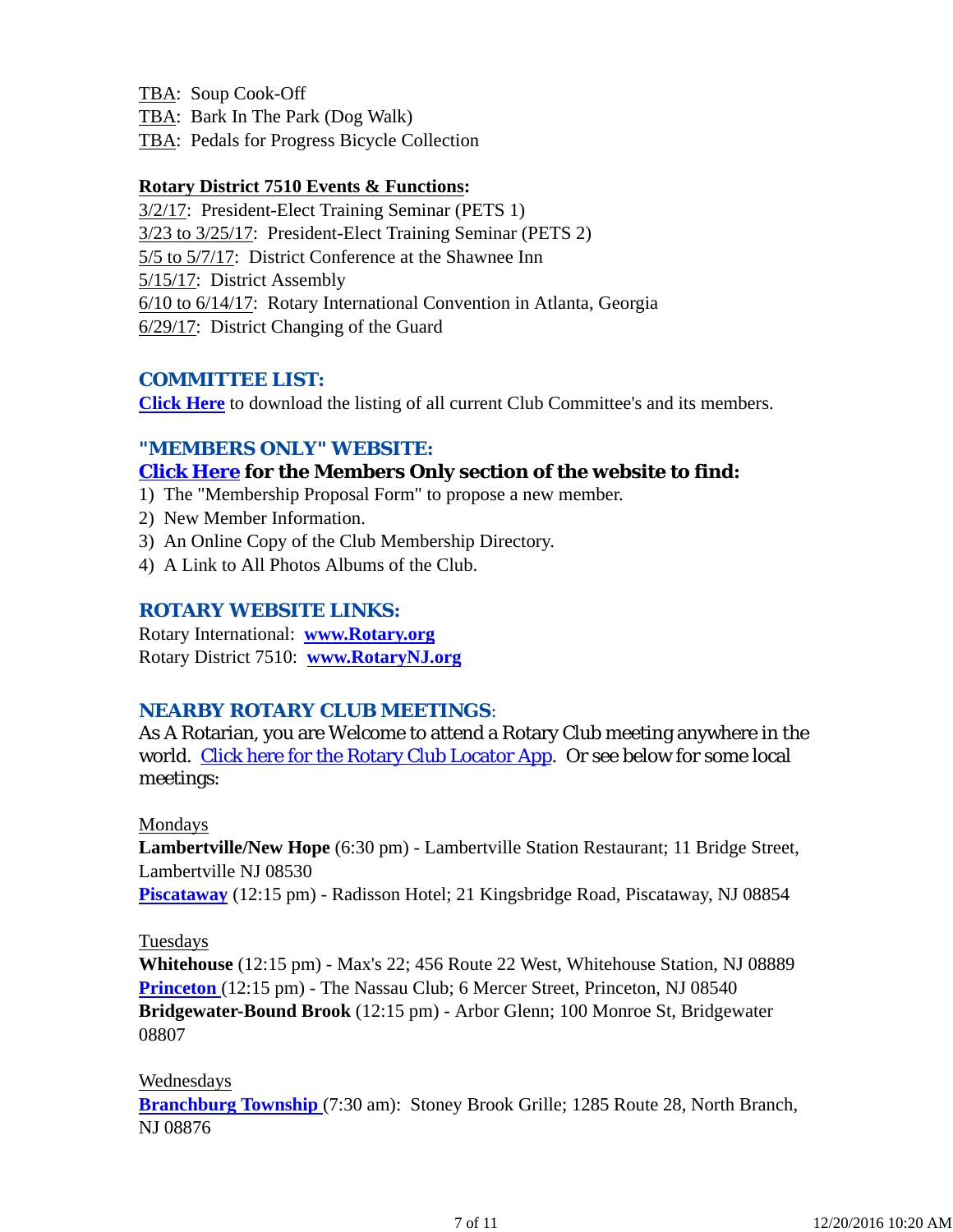TBA: Soup Cook-Off
TBA: Bark In The Park (Dog Walk)
TBA: Pedals for Progress Bicycle Collection

**Rotary District 7510 Events & Functions:**
3/2/17: President-Elect Training Seminar (PETS 1)
3/23 to 3/25/17: President-Elect Training Seminar (PETS 2)
5/5 to 5/7/17: District Conference at the Shawnee Inn
5/15/17: District Assembly
6/10 to 6/14/17: Rotary International Convention in Atlanta, Georgia
6/29/17: District Changing of the Guard

## COMMITTEE LIST:

**Click Here** to download the listing of all current Club Committee's and its members.

## "MEMBERS ONLY" WEBSITE:

**Click Here for the Members Only section of the website to find:**

1) The "Membership Proposal Form" to propose a new member.
2) New Member Information.
3) An Online Copy of the Club Membership Directory.
4) A Link to All Photos Albums of the Club.

## ROTARY WEBSITE LINKS:

Rotary International: **www.Rotary.org**
Rotary District 7510: **www.RotaryNJ.org**

## NEARBY ROTARY CLUB MEETINGS:

As A Rotarian, you are Welcome to attend a Rotary Club meeting anywhere in the world. Click here for the Rotary Club Locator App. Or see below for some local meetings:

Mondays
**Lambertville/New Hope** (6:30 pm) - Lambertville Station Restaurant; 11 Bridge Street, Lambertville NJ 08530
**Piscataway** (12:15 pm) - Radisson Hotel; 21 Kingsbridge Road, Piscataway, NJ 08854

Tuesdays
**Whitehouse** (12:15 pm) - Max's 22; 456 Route 22 West, Whitehouse Station, NJ 08889
**Princeton** (12:15 pm) - The Nassau Club; 6 Mercer Street, Princeton, NJ 08540
**Bridgewater-Bound Brook** (12:15 pm) - Arbor Glenn; 100 Monroe St, Bridgewater 08807

Wednesdays
**Branchburg Township** (7:30 am): Stoney Brook Grille; 1285 Route 28, North Branch, NJ 08876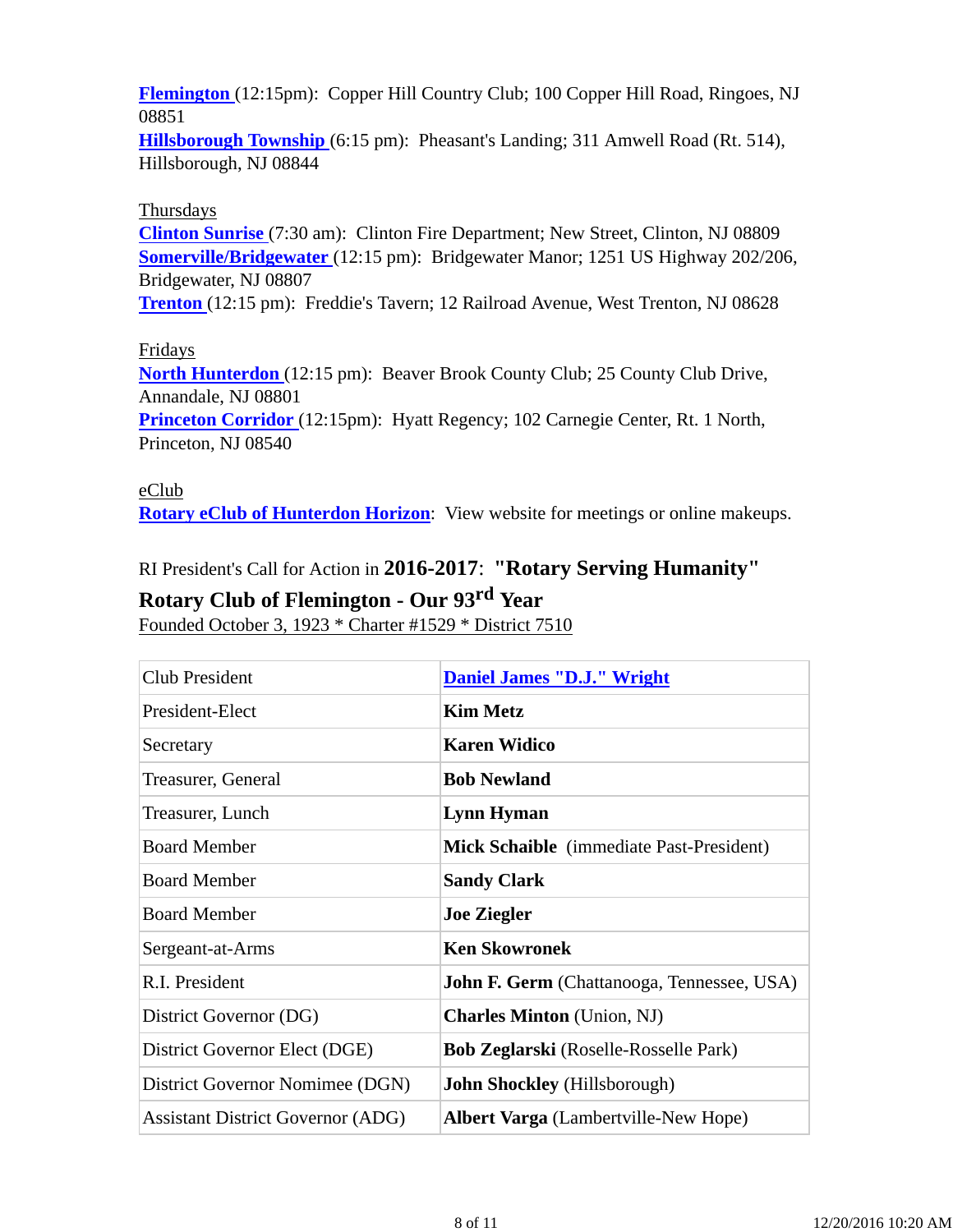**Flemington** (12:15pm): Copper Hill Country Club; 100 Copper Hill Road, Ringoes, NJ 08851
**Hillsborough Township** (6:15 pm): Pheasant's Landing; 311 Amwell Road (Rt. 514), Hillsborough, NJ 08844

Thursdays
**Clinton Sunrise** (7:30 am): Clinton Fire Department; New Street, Clinton, NJ 08809
**Somerville/Bridgewater** (12:15 pm): Bridgewater Manor; 1251 US Highway 202/206, Bridgewater, NJ 08807
**Trenton** (12:15 pm): Freddie's Tavern; 12 Railroad Avenue, West Trenton, NJ 08628

Fridays
**North Hunterdon** (12:15 pm): Beaver Brook County Club; 25 County Club Drive, Annandale, NJ 08801
**Princeton Corridor** (12:15pm): Hyatt Regency; 102 Carnegie Center, Rt. 1 North, Princeton, NJ 08540

eClub
**Rotary eClub of Hunterdon Horizon**: View website for meetings or online makeups.

RI President's Call for Action in **2016-2017**: **"Rotary Serving Humanity"**

**Rotary Club of Flemington - Our 93rd Year**

Founded October 3, 1923 * Charter #1529 * District 7510

| | |
|---|---|
| Club President | **Daniel James "D.J." Wright** |
| President-Elect | **Kim Metz** |
| Secretary | **Karen Widico** |
| Treasurer, General | **Bob Newland** |
| Treasurer, Lunch | **Lynn Hyman** |
| Board Member | **Mick Schaible** (immediate Past-President) |
| Board Member | **Sandy Clark** |
| Board Member | **Joe Ziegler** |
| Sergeant-at-Arms | **Ken Skowronek** |
| R.I. President | **John F. Germ** (Chattanooga, Tennessee, USA) |
| District Governor (DG) | **Charles Minton** (Union, NJ) |
| District Governor Elect (DGE) | **Bob Zeglarski** (Roselle-Rosselle Park) |
| District Governor Nominee (DGN) | **John Shockley** (Hillsborough) |
| Assistant District Governor (ADG) | **Albert Varga** (Lambertville-New Hope) |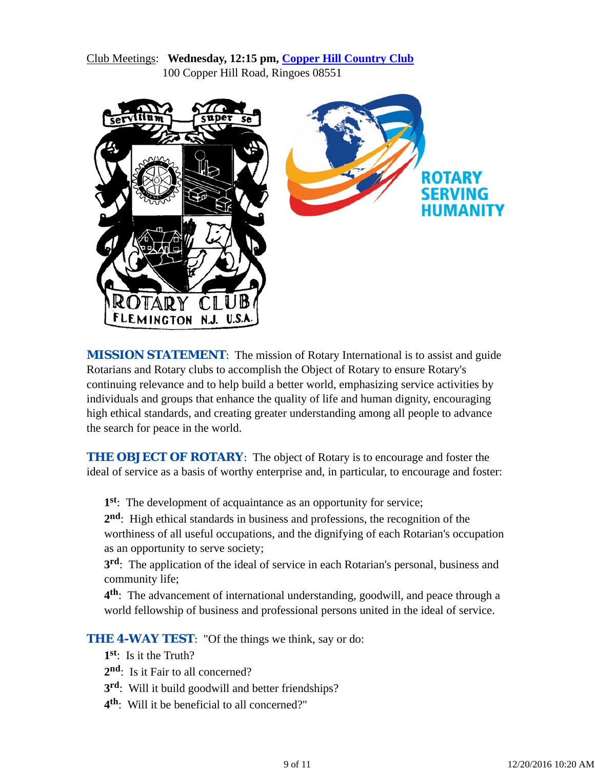Club Meetings: **Wednesday, 12:15 pm, Copper Hill Country Club**
100 Copper Hill Road, Ringoes 08551

**MISSION STATEMENT**: The mission of Rotary International is to assist and guide Rotarians and Rotary clubs to accomplish the Object of Rotary to ensure Rotary's continuing relevance and to help build a better world, emphasizing service activities by individuals and groups that enhance the quality of life and human dignity, encouraging high ethical standards, and creating greater understanding among all people to advance the search for peace in the world.

**THE OBJECT OF ROTARY**: The object of Rotary is to encourage and foster the ideal of service as a basis of worthy enterprise and, in particular, to encourage and foster:

**1st**: The development of acquaintance as an opportunity for service;
**2nd**: High ethical standards in business and professions, the recognition of the worthiness of all useful occupations, and the dignifying of each Rotarian's occupation as an opportunity to serve society;
**3rd**: The application of the ideal of service in each Rotarian's personal, business and community life;
**4th**: The advancement of international understanding, goodwill, and peace through a world fellowship of business and professional persons united in the ideal of service.

**THE 4-WAY TEST**: "Of the things we think, say or do:
**1st**: Is it the Truth?
**2nd**: Is it Fair to all concerned?
**3rd**: Will it build goodwill and better friendships?
**4th**: Will it be beneficial to all concerned?"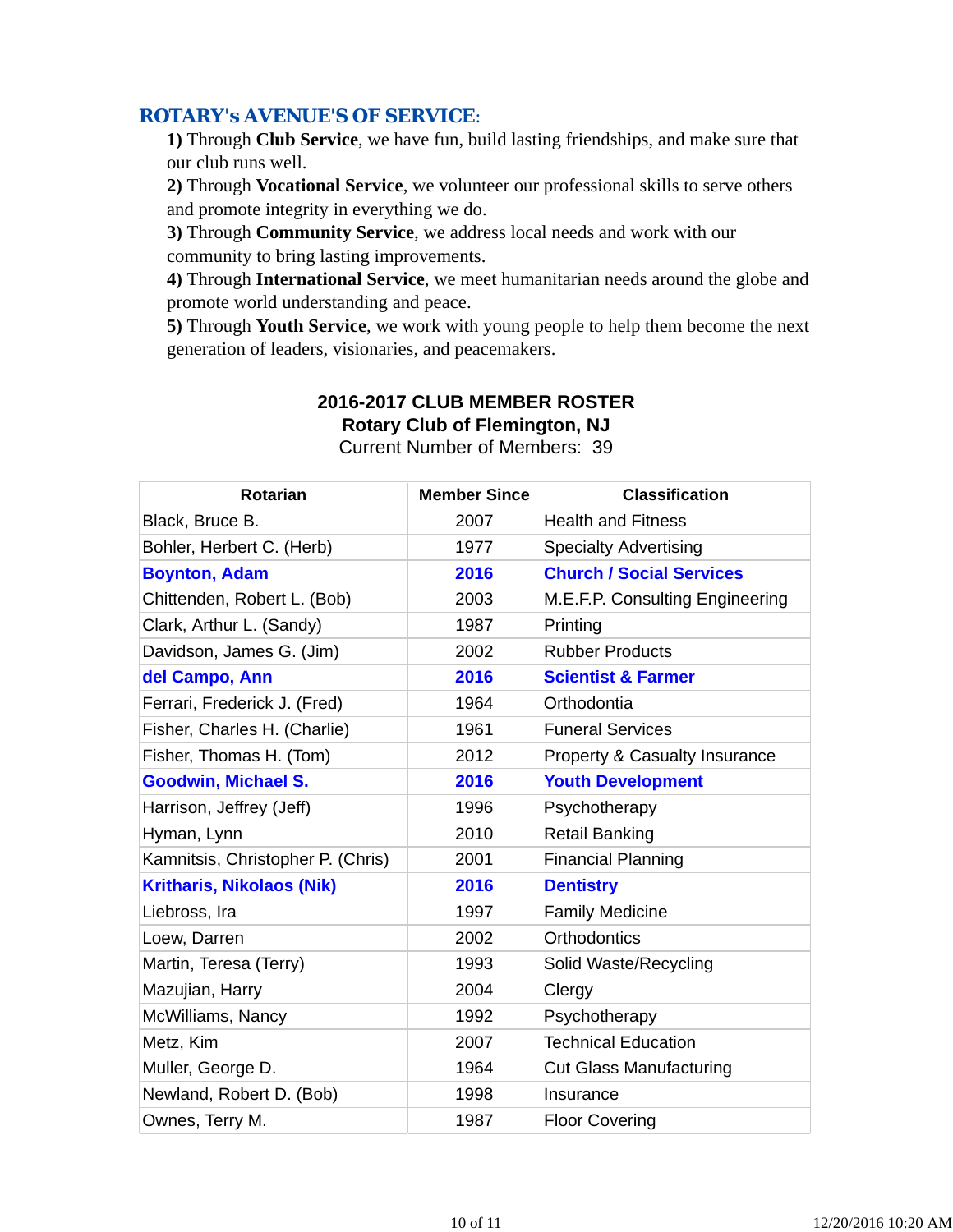## ROTARY's AVENUE'S OF SERVICE:

**1)** Through **Club Service**, we have fun, build lasting friendships, and make sure that our club runs well.
**2)** Through **Vocational Service**, we volunteer our professional skills to serve others and promote integrity in everything we do.
**3)** Through **Community Service**, we address local needs and work with our community to bring lasting improvements.
**4)** Through **International Service**, we meet humanitarian needs around the globe and promote world understanding and peace.
**5)** Through **Youth Service**, we work with young people to help them become the next generation of leaders, visionaries, and peacemakers.

**2016-2017 CLUB MEMBER ROSTER**
**Rotary Club of Flemington, NJ**
Current Number of Members: 39

| Rotarian | Member Since | Classification |
|---|---|---|
| Black, Bruce B. | 2007 | Health and Fitness |
| Bohler, Herbert C. (Herb) | 1977 | Specialty Advertising |
| **Boynton, Adam** | **2016** | **Church / Social Services** |
| Chittenden, Robert L. (Bob) | 2003 | M.E.F.P. Consulting Engineering |
| Clark, Arthur L. (Sandy) | 1987 | Printing |
| Davidson, James G. (Jim) | 2002 | Rubber Products |
| **del Campo, Ann** | **2016** | **Scientist & Farmer** |
| Ferrari, Frederick J. (Fred) | 1964 | Orthodontia |
| Fisher, Charles H. (Charlie) | 1961 | Funeral Services |
| Fisher, Thomas H. (Tom) | 2012 | Property & Casualty Insurance |
| **Goodwin, Michael S.** | **2016** | **Youth Development** |
| Harrison, Jeffrey (Jeff) | 1996 | Psychotherapy |
| Hyman, Lynn | 2010 | Retail Banking |
| Kamnitsis, Christopher P. (Chris) | 2001 | Financial Planning |
| **Kritharis, Nikolaos (Nik)** | **2016** | **Dentistry** |
| Liebross, Ira | 1997 | Family Medicine |
| Loew, Darren | 2002 | Orthodontics |
| Martin, Teresa (Terry) | 1993 | Solid Waste/Recycling |
| Mazujian, Harry | 2004 | Clergy |
| McWilliams, Nancy | 1992 | Psychotherapy |
| Metz, Kim | 2007 | Technical Education |
| Muller, George D. | 1964 | Cut Glass Manufacturing |
| Newland, Robert D. (Bob) | 1998 | Insurance |
| Ownes, Terry M. | 1987 | Floor Covering |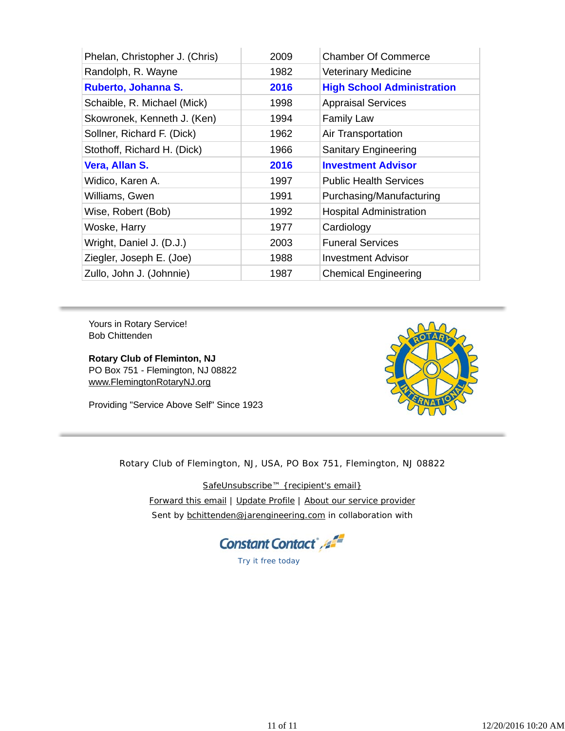| | | |
|---|---|---|
| Phelan, Christopher J. (Chris) | 2009 | Chamber Of Commerce |
| Randolph, R. Wayne | 1982 | Veterinary Medicine |
| **Ruberto, Johanna S.** | **2016** | **High School Administration** |
| Schaible, R. Michael (Mick) | 1998 | Appraisal Services |
| Skowronek, Kenneth J. (Ken) | 1994 | Family Law |
| Sollner, Richard F. (Dick) | 1962 | Air Transportation |
| Stothoff, Richard H. (Dick) | 1966 | Sanitary Engineering |
| **Vera, Allan S.** | **2016** | **Investment Advisor** |
| Widico, Karen A. | 1997 | Public Health Services |
| Williams, Gwen | 1991 | Purchasing/Manufacturing |
| Wise, Robert (Bob) | 1992 | Hospital Administration |
| Woske, Harry | 1977 | Cardiology |
| Wright, Daniel J. (D.J.) | 2003 | Funeral Services |
| Ziegler, Joseph E. (Joe) | 1988 | Investment Advisor |
| Zullo, John J. (Johnnie) | 1987 | Chemical Engineering |

Yours in Rotary Service!
Bob Chittenden

**Rotary Club of Fleminton, NJ**
PO Box 751 - Flemington, NJ 08822
www.FlemingtonRotaryNJ.org

Providing "Service Above Self" Since 1923

Rotary Club of Flemington, NJ, USA, PO Box 751, Flemington, NJ 08822

SafeUnsubscribe™ {recipient's email}

Forward this email | Update Profile | About our service provider

Sent by bchittenden@jarengineering.com in collaboration with

Constant Contact

Try it free today